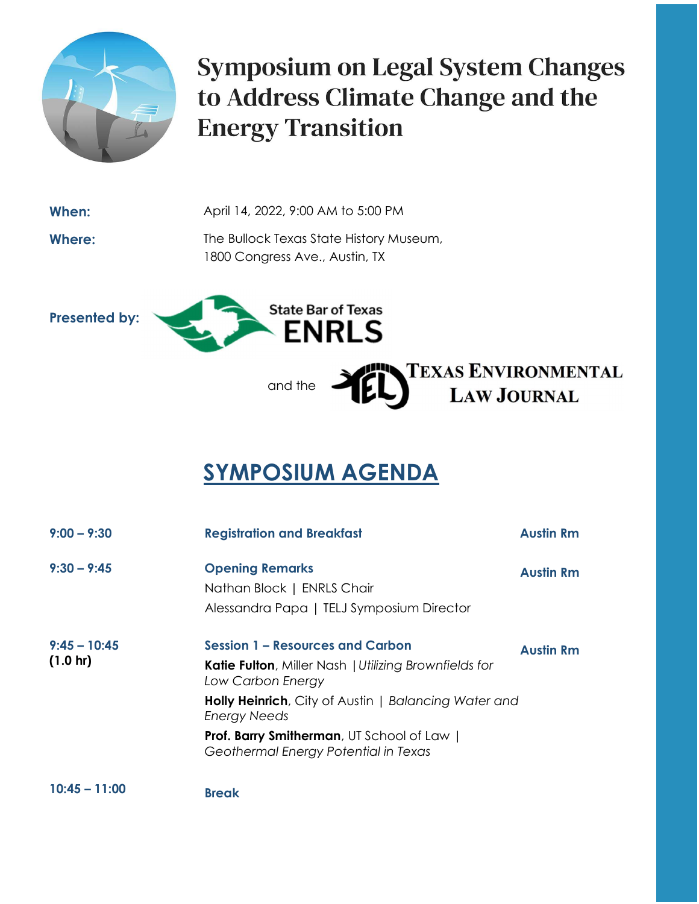# Symposium on Legal System Changes to Address Climate Change and the Energy Transition

**When:** April 14, 2022, 9:00 AM to 5:00 PM

**Where:** The Bullock Texas State History Museum, 1800 Congress Ave., Austin, TX

**Presented by:** State Bar of Texas ENRLS and the Texas Environmental Law Journal

## SYMPOSIUM AGENDA

| Time | Session | Location |
| --- | --- | --- |
| **9:00 – 9:30** | **Registration and Breakfast** | **Austin Rm** |
| **9:30 – 9:45** | **Opening Remarks**<br>Nathan Block \| ENRLS Chair<br>Alessandra Papa \| TELJ Symposium Director | **Austin Rm** |
| **9:45 – 10:45 (1.0 hr)** | **Session 1 – Resources and Carbon**<br>**Katie Fulton**, Miller Nash \| *Utilizing Brownfields for Low Carbon Energy*<br>**Holly Heinrich**, City of Austin \| *Balancing Water and Energy Needs*<br>**Prof. Barry Smitherman**, UT School of Law \| *Geothermal Energy Potential in Texas* | **Austin Rm** |
| **10:45 – 11:00** | **Break** | |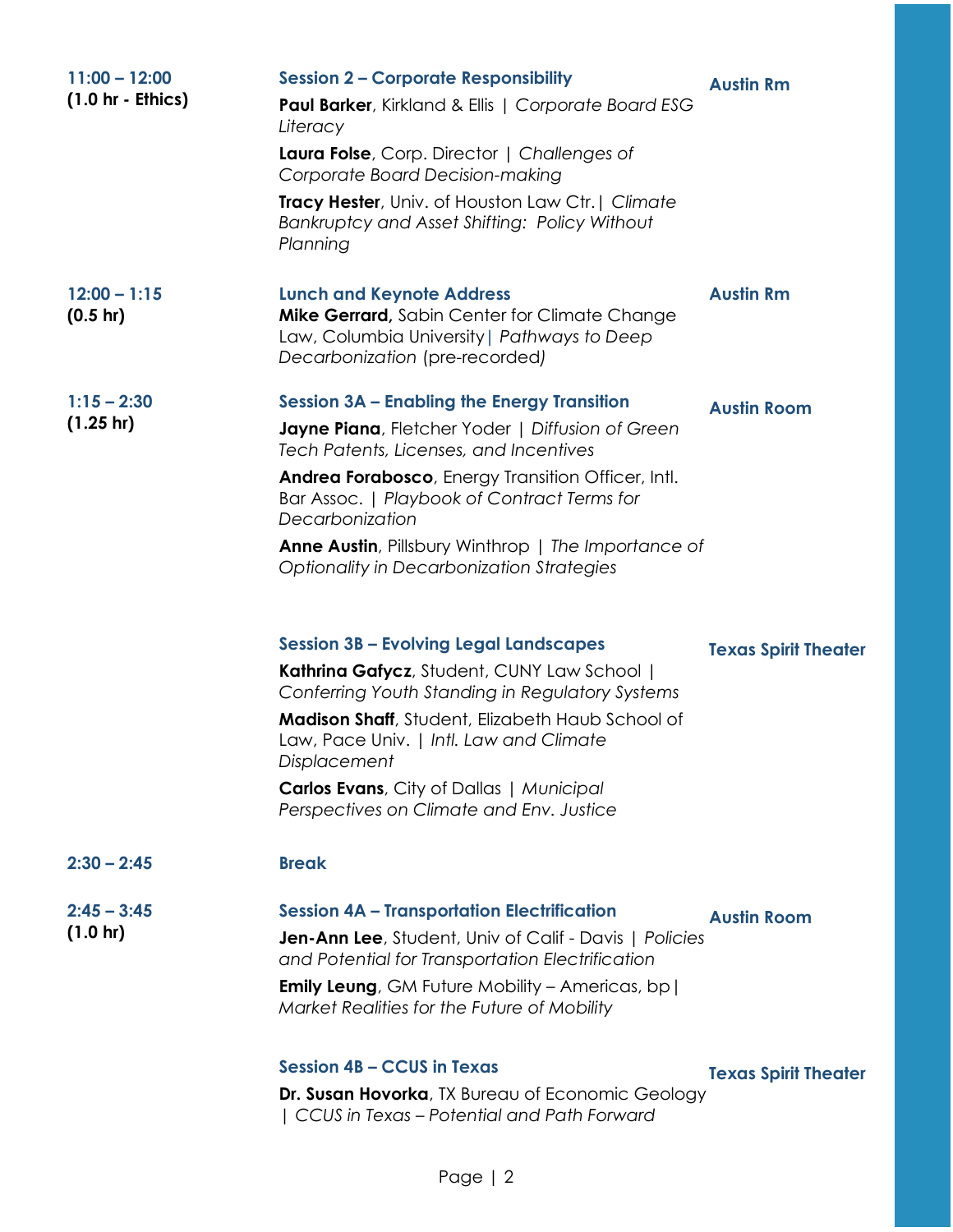**11:00 – 12:00**
**(1.0 hr - Ethics)**

**Session 2 – Corporate Responsibility** — **Austin Rm**

**Paul Barker**, Kirkland & Ellis | *Corporate Board ESG Literacy*

**Laura Folse**, Corp. Director | *Challenges of Corporate Board Decision-making*

**Tracy Hester**, Univ. of Houston Law Ctr.| *Climate Bankruptcy and Asset Shifting: Policy Without Planning*

**12:00 – 1:15**
**(0.5 hr)**

**Lunch and Keynote Address** — **Austin Rm**

**Mike Gerrard,** Sabin Center for Climate Change Law, Columbia University| *Pathways to Deep Decarbonization* (pre-recorded)

**1:15 – 2:30**
**(1.25 hr)**

**Session 3A – Enabling the Energy Transition** — **Austin Room**

**Jayne Piana**, Fletcher Yoder | *Diffusion of Green Tech Patents, Licenses, and Incentives*

**Andrea Forabosco**, Energy Transition Officer, Intl. Bar Assoc. | *Playbook of Contract Terms for Decarbonization*

**Anne Austin**, Pillsbury Winthrop | *The Importance of Optionality in Decarbonization Strategies*

**Session 3B – Evolving Legal Landscapes** — **Texas Spirit Theater**

**Kathrina Gafycz**, Student, CUNY Law School | *Conferring Youth Standing in Regulatory Systems*

**Madison Shaff**, Student, Elizabeth Haub School of Law, Pace Univ. | *Intl. Law and Climate Displacement*

**Carlos Evans**, City of Dallas | *Municipal Perspectives on Climate and Env. Justice*

**2:30 – 2:45**

**Break**

**2:45 – 3:45**
**(1.0 hr)**

**Session 4A – Transportation Electrification** — **Austin Room**

**Jen-Ann Lee**, Student, Univ of Calif - Davis | *Policies and Potential for Transportation Electrification*

**Emily Leung**, GM Future Mobility – Americas, bp| *Market Realities for the Future of Mobility*

**Session 4B – CCUS in Texas** — **Texas Spirit Theater**

**Dr. Susan Hovorka**, TX Bureau of Economic Geology | *CCUS in Texas – Potential and Path Forward*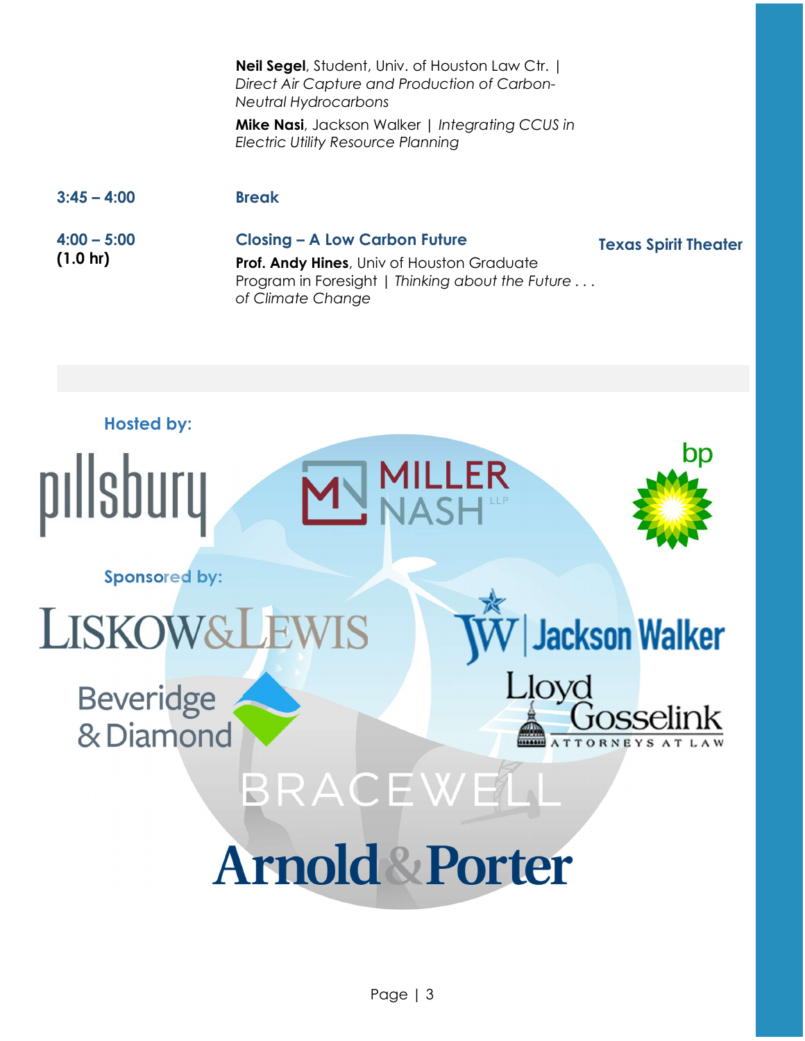**Neil Segel**, Student, Univ. of Houston Law Ctr. | *Direct Air Capture and Production of Carbon-Neutral Hydrocarbons*

**Mike Nasi**, Jackson Walker | *Integrating CCUS in Electric Utility Resource Planning*

| | | |
|---|---|---|
| **3:45 – 4:00** | **Break** | |
| **4:00 – 5:00** **(1.0 hr)** | **Closing – A Low Carbon Future** **Prof. Andy Hines**, Univ of Houston Graduate Program in Foresight \| *Thinking about the Future . . . of Climate Change* | **Texas Spirit Theater** |

**Hosted by:**

pillsbury

MILLER NASH LLP

bp

**Sponsored by:**

LISKOW & LEWIS

JW | Jackson Walker

Beveridge & Diamond

Lloyd Gosselink ATTORNEYS AT LAW

BRACEWELL

Arnold & Porter